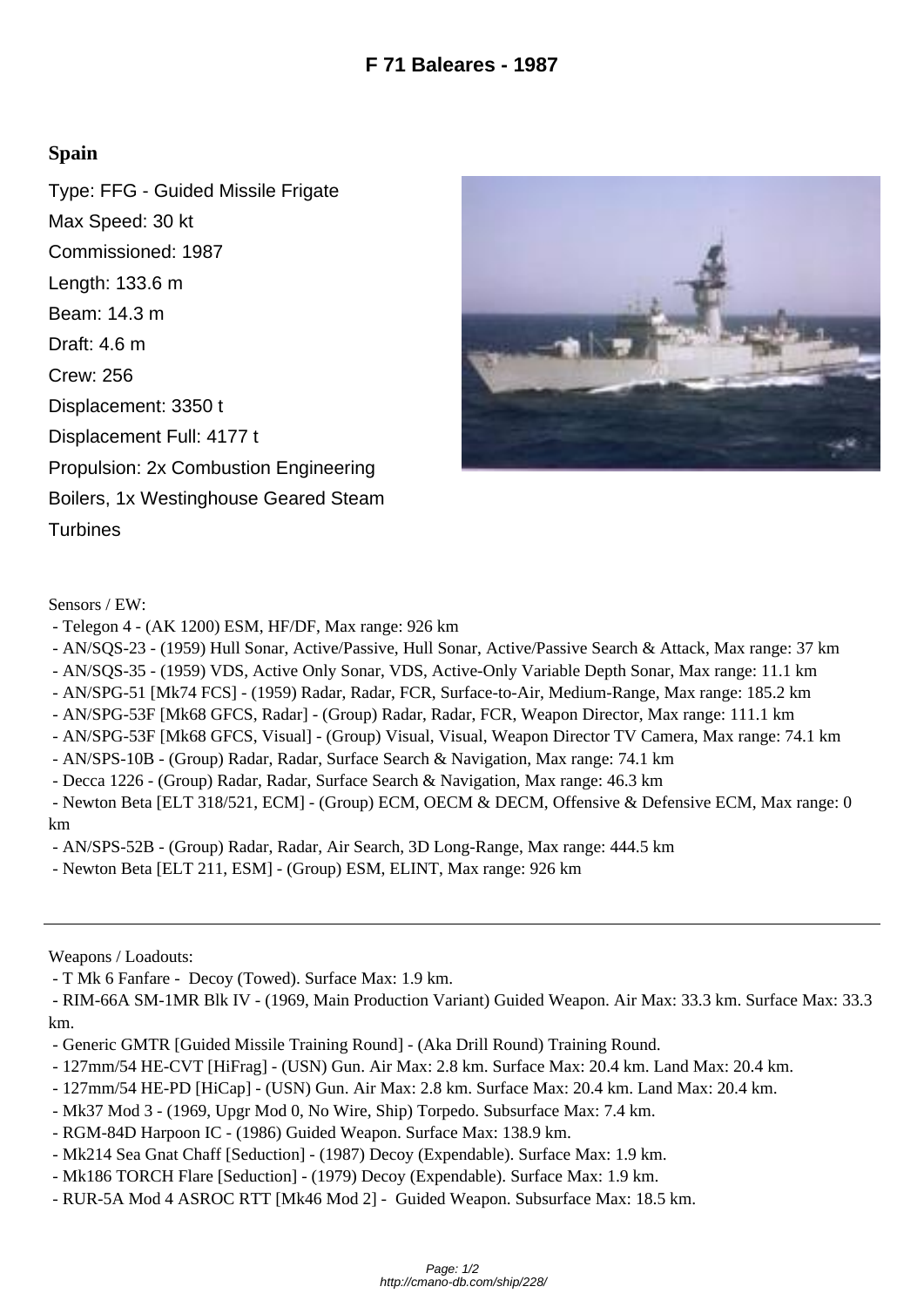# F 71 Baleares - 1987

## Spain

Type: FFG - Guided Missile Frigate

Max Speed: 30 kt

Commissioned: 1987

Length: 133.6 m

Beam: 14.3 m

Draft: 4.6 m

Crew: 256

Displacement: 3350 t

Displacement Full: 4177 t

Propulsion: 2x Combustion Engineering Boilers, 1x Westinghouse Geared Steam Turbines

Sensors / EW:

- Telegon 4 - (AK 1200) ESM, HF/DF, Max range: 926 km
- AN/SQS-23 - (1959) Hull Sonar, Active/Passive, Hull Sonar, Active/Passive Search & Attack, Max range: 37 km
- AN/SQS-35 - (1959) VDS, Active Only Sonar, VDS, Active-Only Variable Depth Sonar, Max range: 11.1 km
- AN/SPG-51 [Mk74 FCS] - (1959) Radar, Radar, FCR, Surface-to-Air, Medium-Range, Max range: 185.2 km
- AN/SPG-53F [Mk68 GFCS, Radar] - (Group) Radar, Radar, FCR, Weapon Director, Max range: 111.1 km
- AN/SPG-53F [Mk68 GFCS, Visual] - (Group) Visual, Visual, Weapon Director TV Camera, Max range: 74.1 km
- AN/SPS-10B - (Group) Radar, Radar, Surface Search & Navigation, Max range: 74.1 km
- Decca 1226 - (Group) Radar, Radar, Surface Search & Navigation, Max range: 46.3 km
- Newton Beta [ELT 318/521, ECM] - (Group) ECM, OECM & DECM, Offensive & Defensive ECM, Max range: 0 km
- AN/SPS-52B - (Group) Radar, Radar, Air Search, 3D Long-Range, Max range: 444.5 km
- Newton Beta [ELT 211, ESM] - (Group) ESM, ELINT, Max range: 926 km

---

Weapons / Loadouts:

- T Mk 6 Fanfare - Decoy (Towed). Surface Max: 1.9 km.
- RIM-66A SM-1MR Blk IV - (1969, Main Production Variant) Guided Weapon. Air Max: 33.3 km. Surface Max: 33.3 km.
- Generic GMTR [Guided Missile Training Round] - (Aka Drill Round) Training Round.
- 127mm/54 HE-CVT [HiFrag] - (USN) Gun. Air Max: 2.8 km. Surface Max: 20.4 km. Land Max: 20.4 km.
- 127mm/54 HE-PD [HiCap] - (USN) Gun. Air Max: 2.8 km. Surface Max: 20.4 km. Land Max: 20.4 km.
- Mk37 Mod 3 - (1969, Upgr Mod 0, No Wire, Ship) Torpedo. Subsurface Max: 7.4 km.
- RGM-84D Harpoon IC - (1986) Guided Weapon. Surface Max: 138.9 km.
- Mk214 Sea Gnat Chaff [Seduction] - (1987) Decoy (Expendable). Surface Max: 1.9 km.
- Mk186 TORCH Flare [Seduction] - (1979) Decoy (Expendable). Surface Max: 1.9 km.
- RUR-5A Mod 4 ASROC RTT [Mk46 Mod 2] - Guided Weapon. Subsurface Max: 18.5 km.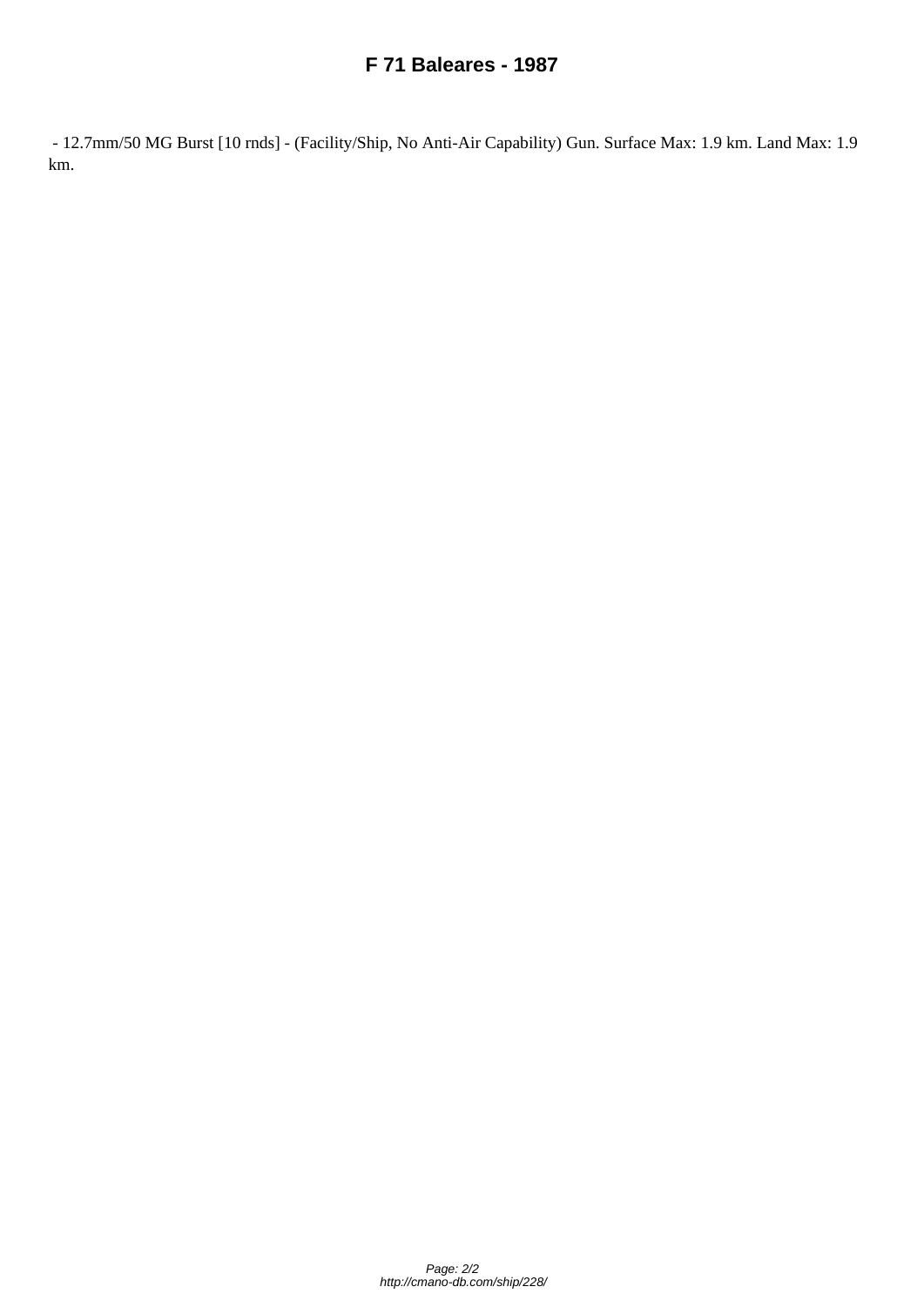- 12.7mm/50 MG Burst [10 rnds] - (Facility/Ship, No Anti-Air Capability) Gun. Surface Max: 1.9 km. Land Max: 1.9 km.